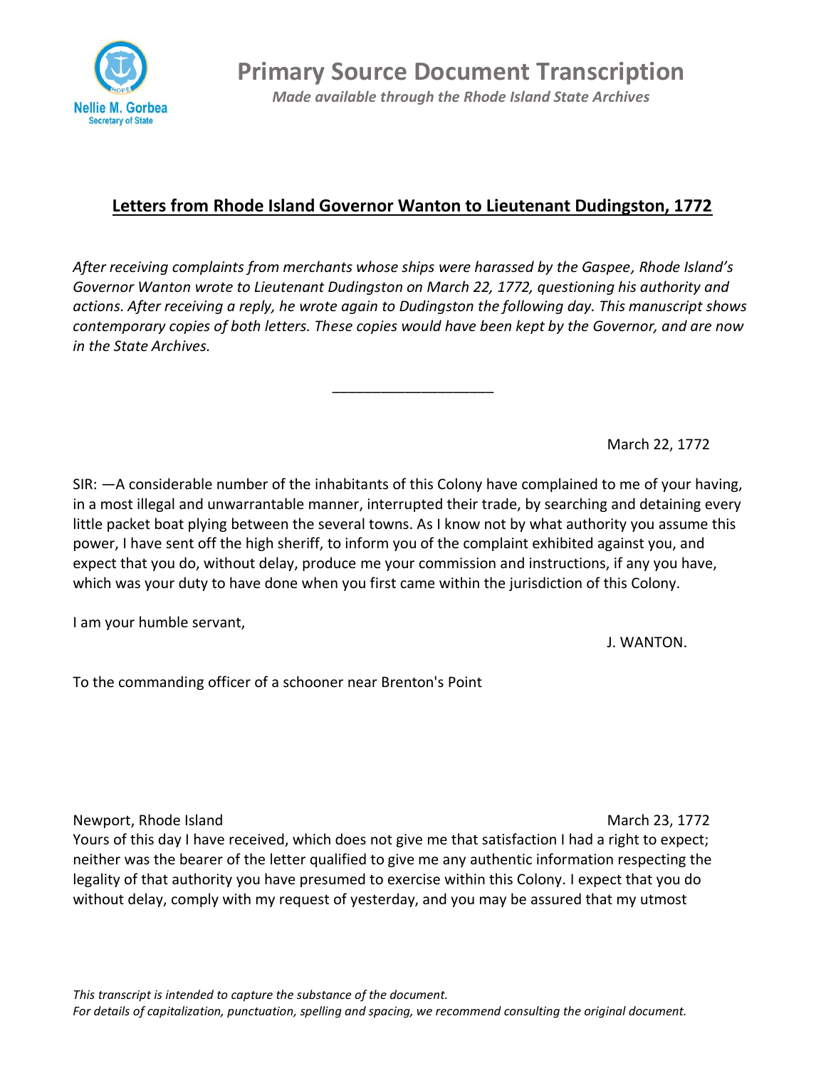# Primary Source Document Transcription

*Made available through the Rhode Island State Archives*

## Letters from Rhode Island Governor Wanton to Lieutenant Dudingston, 1772

*After receiving complaints from merchants whose ships were harassed by the Gaspee, Rhode Island's Governor Wanton wrote to Lieutenant Dudingston on March 22, 1772, questioning his authority and actions. After receiving a reply, he wrote again to Dudingston the following day. This manuscript shows contemporary copies of both letters. These copies would have been kept by the Governor, and are now in the State Archives.*

---

March 22, 1772

SIR: —A considerable number of the inhabitants of this Colony have complained to me of your having, in a most illegal and unwarrantable manner, interrupted their trade, by searching and detaining every little packet boat plying between the several towns. As I know not by what authority you assume this power, I have sent off the high sheriff, to inform you of the complaint exhibited against you, and expect that you do, without delay, produce me your commission and instructions, if any you have, which was your duty to have done when you first came within the jurisdiction of this Colony.

I am your humble servant,

J. WANTON.

To the commanding officer of a schooner near Brenton's Point

Newport, Rhode Island — March 23, 1772

Yours of this day I have received, which does not give me that satisfaction I had a right to expect; neither was the bearer of the letter qualified to give me any authentic information respecting the legality of that authority you have presumed to exercise within this Colony. I expect that you do without delay, comply with my request of yesterday, and you may be assured that my utmost

*This transcript is intended to capture the substance of the document.*
*For details of capitalization, punctuation, spelling and spacing, we recommend consulting the original document.*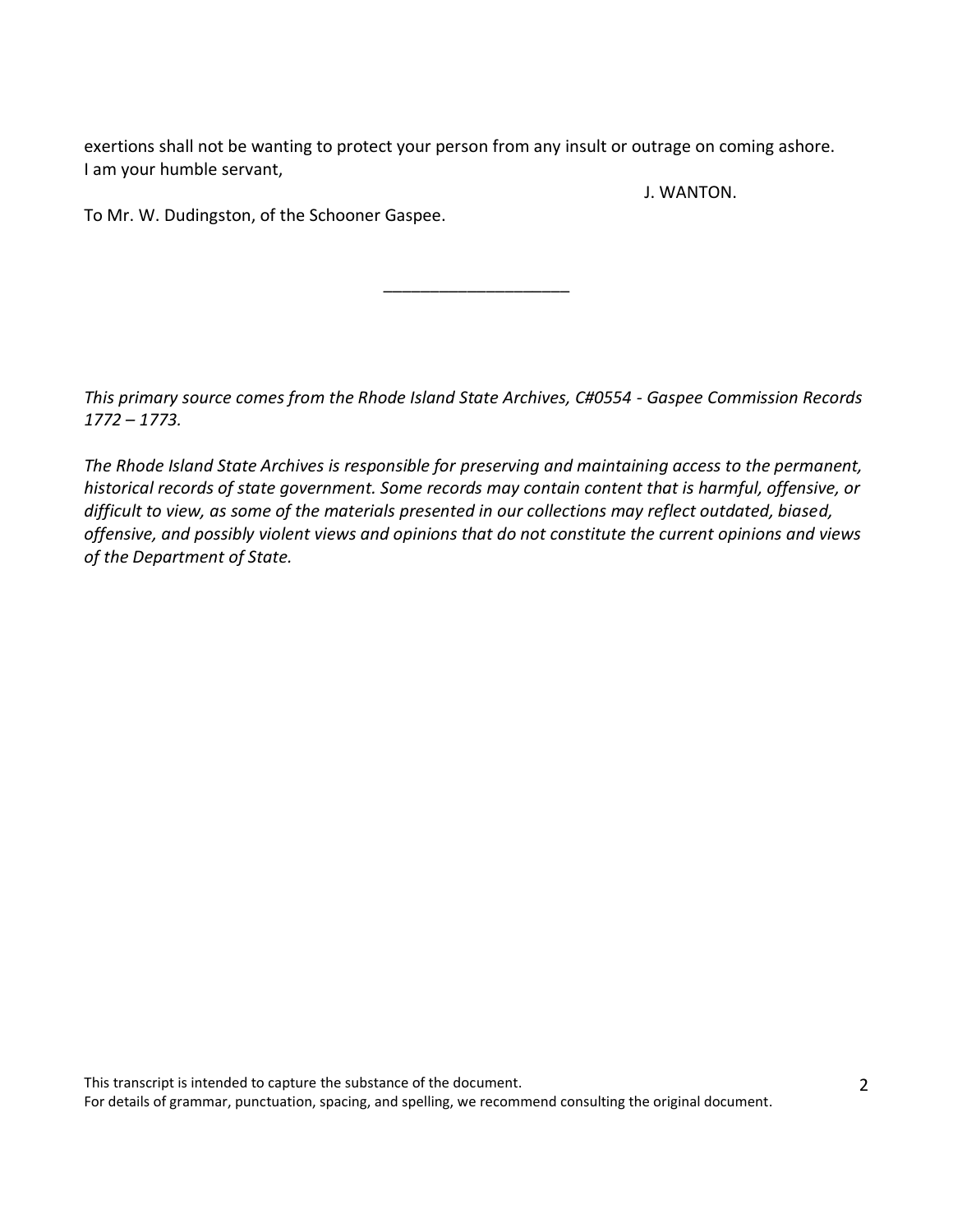exertions shall not be wanting to protect your person from any insult or outrage on coming ashore.
I am your humble servant,

J. WANTON.

To Mr. W. Dudingston, of the Schooner Gaspee.

---

*This primary source comes from the Rhode Island State Archives, C#0554 - Gaspee Commission Records 1772 – 1773.*

*The Rhode Island State Archives is responsible for preserving and maintaining access to the permanent, historical records of state government. Some records may contain content that is harmful, offensive, or difficult to view, as some of the materials presented in our collections may reflect outdated, biased, offensive, and possibly violent views and opinions that do not constitute the current opinions and views of the Department of State.*

This transcript is intended to capture the substance of the document.
For details of grammar, punctuation, spacing, and spelling, we recommend consulting the original document.